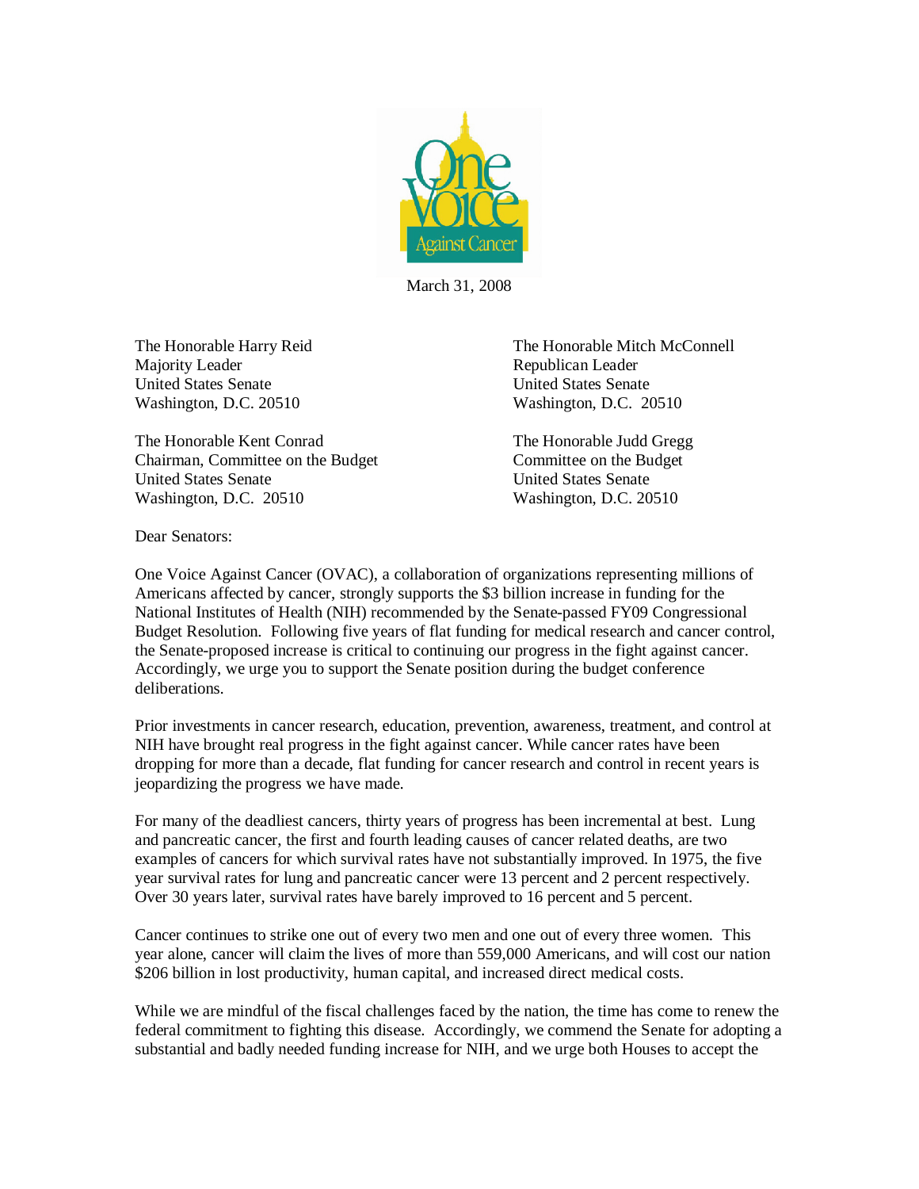One Voice Against Cancer

March 31, 2008

The Honorable Harry Reid
Majority Leader
United States Senate
Washington, D.C. 20510

The Honorable Mitch McConnell
Republican Leader
United States Senate
Washington, D.C. 20510

The Honorable Kent Conrad
Chairman, Committee on the Budget
United States Senate
Washington, D.C. 20510

The Honorable Judd Gregg
Committee on the Budget
United States Senate
Washington, D.C. 20510

Dear Senators:

One Voice Against Cancer (OVAC), a collaboration of organizations representing millions of Americans affected by cancer, strongly supports the $3 billion increase in funding for the National Institutes of Health (NIH) recommended by the Senate-passed FY09 Congressional Budget Resolution. Following five years of flat funding for medical research and cancer control, the Senate-proposed increase is critical to continuing our progress in the fight against cancer. Accordingly, we urge you to support the Senate position during the budget conference deliberations.

Prior investments in cancer research, education, prevention, awareness, treatment, and control at NIH have brought real progress in the fight against cancer. While cancer rates have been dropping for more than a decade, flat funding for cancer research and control in recent years is jeopardizing the progress we have made.

For many of the deadliest cancers, thirty years of progress has been incremental at best. Lung and pancreatic cancer, the first and fourth leading causes of cancer related deaths, are two examples of cancers for which survival rates have not substantially improved. In 1975, the five year survival rates for lung and pancreatic cancer were 13 percent and 2 percent respectively. Over 30 years later, survival rates have barely improved to 16 percent and 5 percent.

Cancer continues to strike one out of every two men and one out of every three women. This year alone, cancer will claim the lives of more than 559,000 Americans, and will cost our nation $206 billion in lost productivity, human capital, and increased direct medical costs.

While we are mindful of the fiscal challenges faced by the nation, the time has come to renew the federal commitment to fighting this disease. Accordingly, we commend the Senate for adopting a substantial and badly needed funding increase for NIH, and we urge both Houses to accept the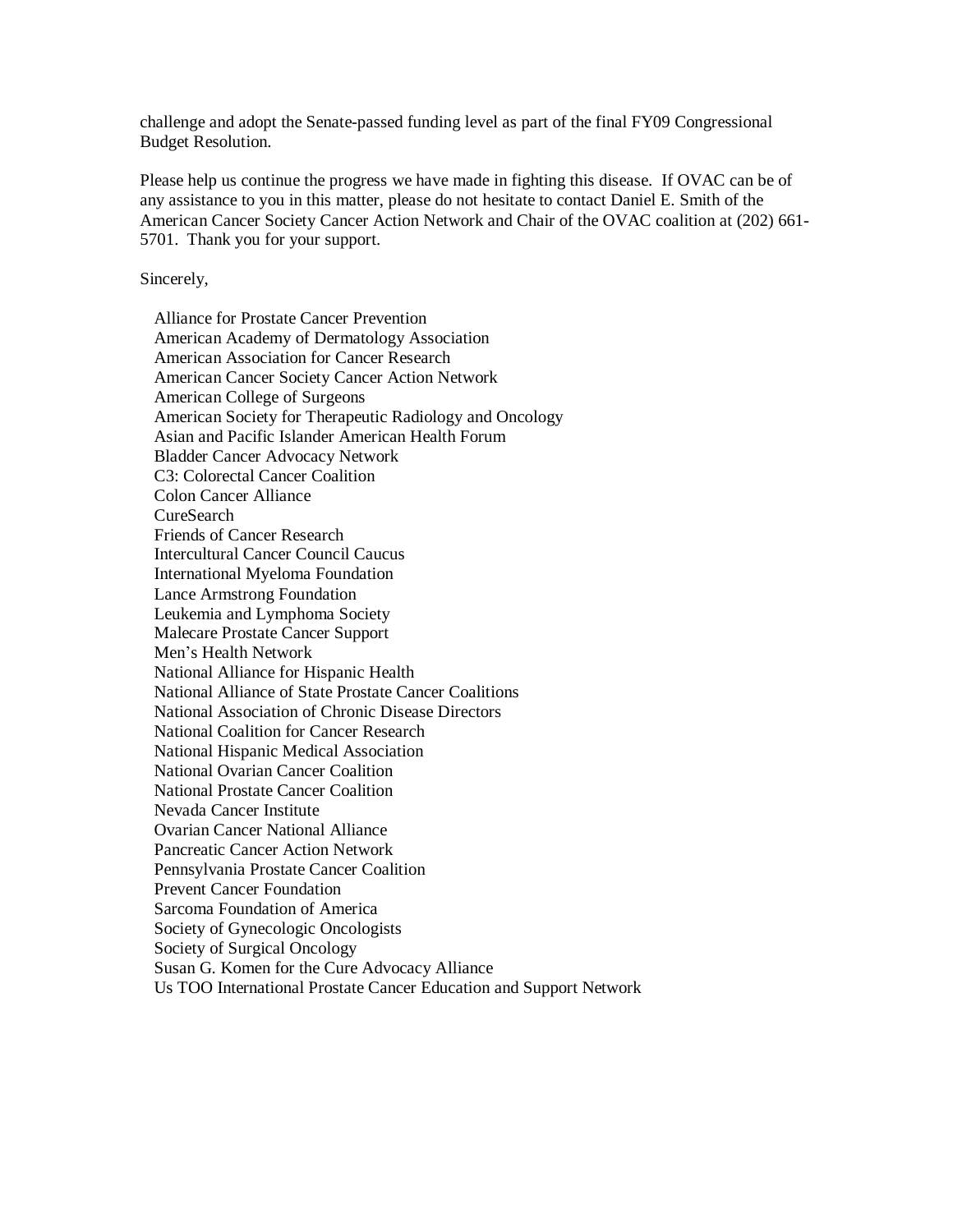challenge and adopt the Senate-passed funding level as part of the final FY09 Congressional Budget Resolution.

Please help us continue the progress we have made in fighting this disease. If OVAC can be of any assistance to you in this matter, please do not hesitate to contact Daniel E. Smith of the American Cancer Society Cancer Action Network and Chair of the OVAC coalition at (202) 661-5701. Thank you for your support.

Sincerely,

Alliance for Prostate Cancer Prevention
American Academy of Dermatology Association
American Association for Cancer Research
American Cancer Society Cancer Action Network
American College of Surgeons
American Society for Therapeutic Radiology and Oncology
Asian and Pacific Islander American Health Forum
Bladder Cancer Advocacy Network
C3: Colorectal Cancer Coalition
Colon Cancer Alliance
CureSearch
Friends of Cancer Research
Intercultural Cancer Council Caucus
International Myeloma Foundation
Lance Armstrong Foundation
Leukemia and Lymphoma Society
Malecare Prostate Cancer Support
Men's Health Network
National Alliance for Hispanic Health
National Alliance of State Prostate Cancer Coalitions
National Association of Chronic Disease Directors
National Coalition for Cancer Research
National Hispanic Medical Association
National Ovarian Cancer Coalition
National Prostate Cancer Coalition
Nevada Cancer Institute
Ovarian Cancer National Alliance
Pancreatic Cancer Action Network
Pennsylvania Prostate Cancer Coalition
Prevent Cancer Foundation
Sarcoma Foundation of America
Society of Gynecologic Oncologists
Society of Surgical Oncology
Susan G. Komen for the Cure Advocacy Alliance
Us TOO International Prostate Cancer Education and Support Network